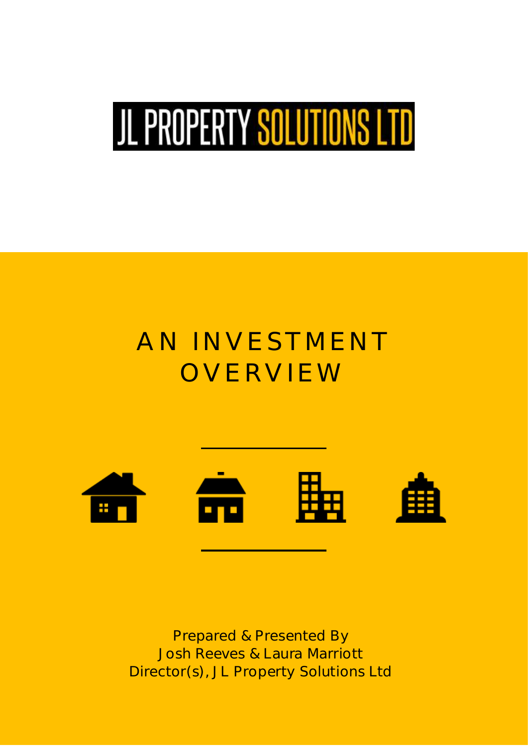# JL PROPERTY SOLUTIONS LTD

## AN INVESTMENT OVERVIEW

Prepared & Presented By
Josh Reeves & Laura Marriott
Director(s), JL Property Solutions Ltd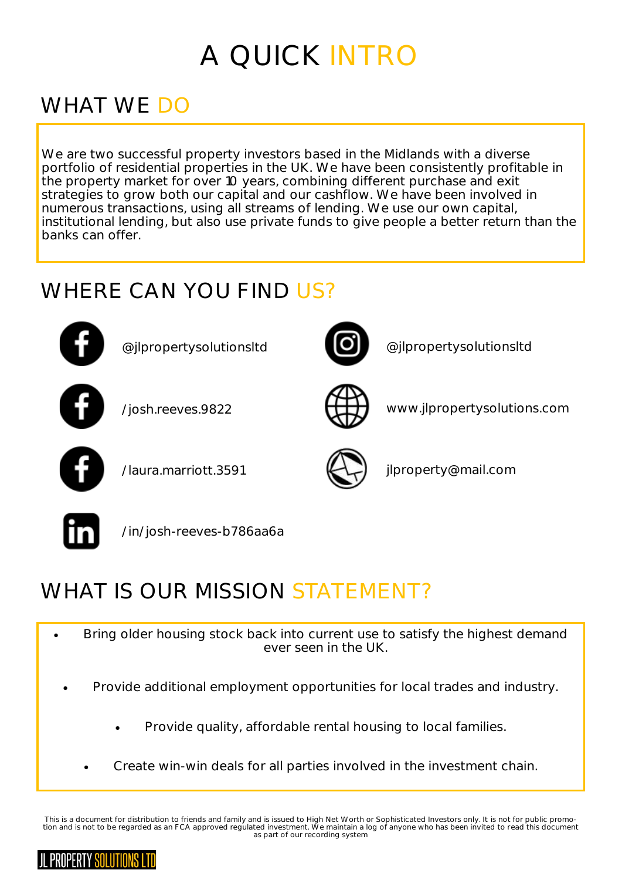# A QUICK INTRO

## WHAT WE DO

We are two successful property investors based in the Midlands with a diverse portfolio of residential properties in the UK. We have been consistently profitable in the property market for over 10 years, combining different purchase and exit strategies to grow both our capital and our cashflow. We have been involved in numerous transactions, using all streams of lending. We use our own capital, institutional lending, but also use private funds to give people a better return than the banks can offer.

## WHERE CAN YOU FIND US?

- Facebook: @jlpropertysolutionsltd
- Facebook: /josh.reeves.9822
- Facebook: /laura.marriott.3591
- LinkedIn: /in/josh-reeves-b786aa6a
- Instagram: @jlpropertysolutionsltd
- Website: www.jlpropertysolutions.com
- Email: jlproperty@mail.com

## WHAT IS OUR MISSION STATEMENT?

- Bring older housing stock back into current use to satisfy the highest demand ever seen in the UK.
- Provide additional employment opportunities for local trades and industry.
- Provide quality, affordable rental housing to local families.
- Create win-win deals for all parties involved in the investment chain.

This is a document for distribution to friends and family and is issued to High Net Worth or Sophisticated Investors only. It is not for public promotion and is not to be regarded as an FCA approved regulated investment. We maintain a log of anyone who has been invited to read this document as part of our recording system

JL PROPERTY SOLUTIONS LTD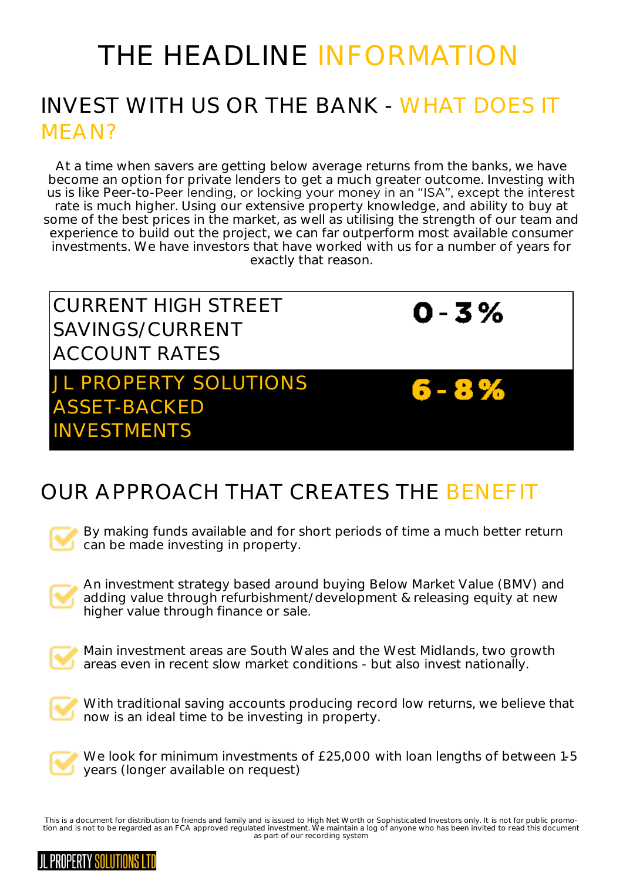# THE HEADLINE INFORMATION

## INVEST WITH US OR THE BANK - WHAT DOES IT MEAN?

At a time when savers are getting below average returns from the banks, we have become an option for private lenders to get a much greater outcome. Investing with us is like Peer-to-Peer lending, or locking your money in an "ISA", except the interest rate is much higher. Using our extensive property knowledge, and ability to buy at some of the best prices in the market, as well as utilising the strength of our team and experience to build out the project, we can far outperform most available consumer investments. We have investors that have worked with us for a number of years for exactly that reason.

| | |
|---|---|
| CURRENT HIGH STREET SAVINGS/CURRENT ACCOUNT RATES | **0-3%** |
| JL PROPERTY SOLUTIONS ASSET-BACKED INVESTMENTS | **6-8%** |

## OUR APPROACH THAT CREATES THE BENEFIT

- By making funds available and for short periods of time a much better return can be made investing in property.
- An investment strategy based around buying Below Market Value (BMV) and adding value through refurbishment/development & releasing equity at new higher value through finance or sale.
- Main investment areas are South Wales and the West Midlands, two growth areas even in recent slow market conditions - but also invest nationally.
- With traditional saving accounts producing record low returns, we believe that now is an ideal time to be investing in property.
- We look for minimum investments of £25,000 with loan lengths of between 1-5 years (longer available on request)

This is a document for distribution to friends and family and is issued to High Net Worth or Sophisticated Investors only. It is not for public promotion and is not to be regarded as an FCA approved regulated investment. We maintain a log of anyone who has been invited to read this document as part of our recording system

JL PROPERTY SOLUTIONS LTD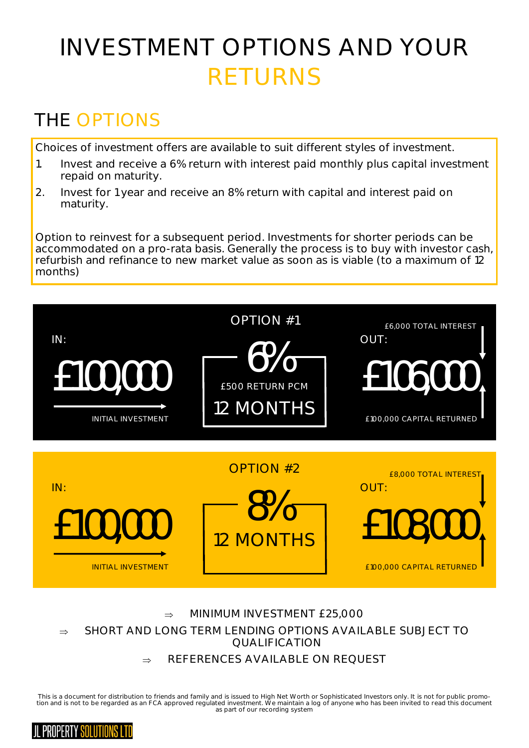# INVESTMENT OPTIONS AND YOUR RETURNS

## THE OPTIONS

Choices of investment offers are available to suit different styles of investment.

1. Invest and receive a 6% return with interest paid monthly plus capital investment repaid on maturity.
2. Invest for 1 year and receive an 8% return with capital and interest paid on maturity.

Option to reinvest for a subsequent period. Investments for shorter periods can be accommodated on a pro-rata basis. Generally the process is to buy with investor cash, refurbish and refinance to new market value as soon as is viable (to a maximum of 12 months)

### OPTION #1

IN: £100,000 — INITIAL INVESTMENT

6% — £500 RETURN PCM — 12 MONTHS

OUT: £106,000 — £6,000 TOTAL INTEREST — £100,000 CAPITAL RETURNED

### OPTION #2

IN: £100,000 — INITIAL INVESTMENT

8% — 12 MONTHS

OUT: £108,000 — £8,000 TOTAL INTEREST — £100,000 CAPITAL RETURNED

⇒ MINIMUM INVESTMENT £25,000

⇒ SHORT AND LONG TERM LENDING OPTIONS AVAILABLE SUBJECT TO QUALIFICATION

⇒ REFERENCES AVAILABLE ON REQUEST

This is a document for distribution to friends and family and is issued to High Net Worth or Sophisticated Investors only. It is not for public promotion and is not to be regarded as an FCA approved regulated investment. We maintain a log of anyone who has been invited to read this document as part of our recording system

JL PROPERTY SOLUTIONS LTD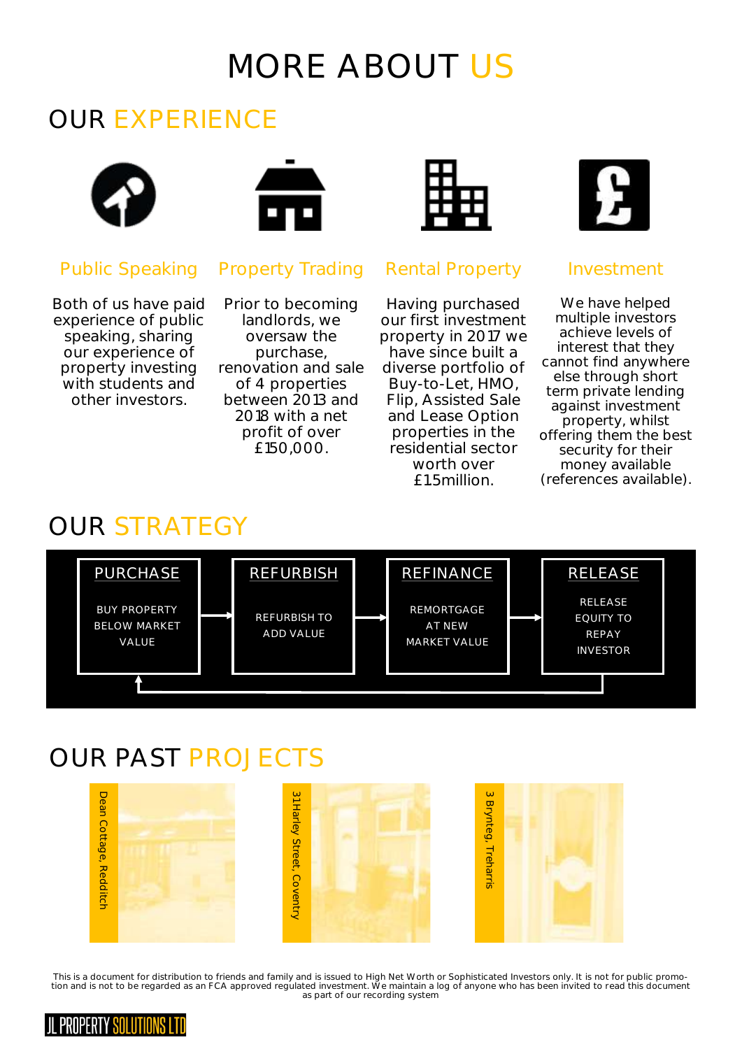# MORE ABOUT US

## OUR EXPERIENCE

### Public Speaking

Both of us have paid experience of public speaking, sharing our experience of property investing with students and other investors.

### Property Trading

Prior to becoming landlords, we oversaw the purchase, renovation and sale of 4 properties between 2013 and 2018 with a net profit of over £150,000.

### Rental Property

Having purchased our first investment property in 2017 we have since built a diverse portfolio of Buy-to-Let, HMO, Flip, Assisted Sale and Lease Option properties in the residential sector worth over £1.5million.

### Investment

We have helped multiple investors achieve levels of interest that they cannot find anywhere else through short term private lending against investment property, whilst offering them the best security for their money available (references available).

## OUR STRATEGY

**PURCHASE**
BUY PROPERTY BELOW MARKET VALUE

→ **REFURBISH**
REFURBISH TO ADD VALUE

→ **REFINANCE**
REMORTGAGE AT NEW MARKET VALUE

→ **RELEASE**
RELEASE EQUITY TO REPAY INVESTOR

(cycle returns to PURCHASE)

## OUR PAST PROJECTS

- Dean Cottage, Redditch
- 31 Harley Street, Coventry
- 3 Brynteg, Treharris

This is a document for distribution to friends and family and is issued to High Net Worth or Sophisticated Investors only. It is not for public promotion and is not to be regarded as an FCA approved regulated investment. We maintain a log of anyone who has been invited to read this document as part of our recording system

JL PROPERTY SOLUTIONS LTD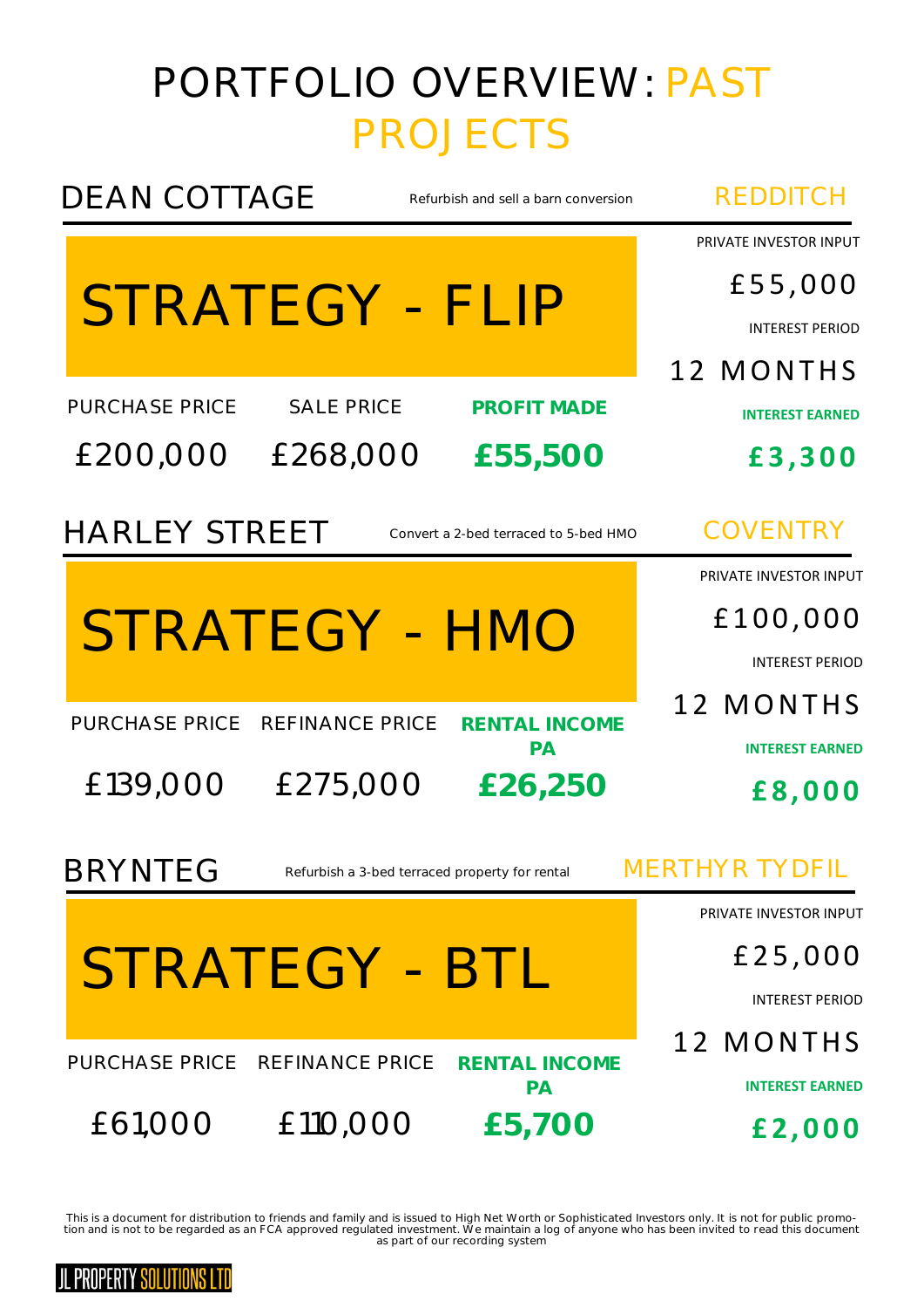# PORTFOLIO OVERVIEW: PAST PROJECTS

## DEAN COTTAGE

Refurbish and sell a barn conversion

REDDITCH

### STRATEGY - FLIP

| PURCHASE PRICE | SALE PRICE | PROFIT MADE |
|---|---|---|
| £200,000 | £268,000 | **£55,500** |

PRIVATE INVESTOR INPUT

£55,000

INTEREST PERIOD

12 MONTHS

**INTEREST EARNED**

**£3,300**

## HARLEY STREET

Convert a 2-bed terraced to 5-bed HMO

COVENTRY

### STRATEGY - HMO

| PURCHASE PRICE | REFINANCE PRICE | RENTAL INCOME PA |
|---|---|---|
| £139,000 | £275,000 | **£26,250** |

PRIVATE INVESTOR INPUT

£100,000

INTEREST PERIOD

12 MONTHS

**INTEREST EARNED**

**£8,000**

## BRYNTEG

Refurbish a 3-bed terraced property for rental

MERTHYR TYDFIL

### STRATEGY - BTL

| PURCHASE PRICE | REFINANCE PRICE | RENTAL INCOME PA |
|---|---|---|
| £61,000 | £110,000 | **£5,700** |

PRIVATE INVESTOR INPUT

£25,000

INTEREST PERIOD

12 MONTHS

**INTEREST EARNED**

**£2,000**

This is a document for distribution to friends and family and is issued to High Net Worth or Sophisticated Investors only. It is not for public promotion and is not to be regarded as an FCA approved regulated investment. We maintain a log of anyone who has been invited to read this document as part of our recording system

JL PROPERTY SOLUTIONS LTD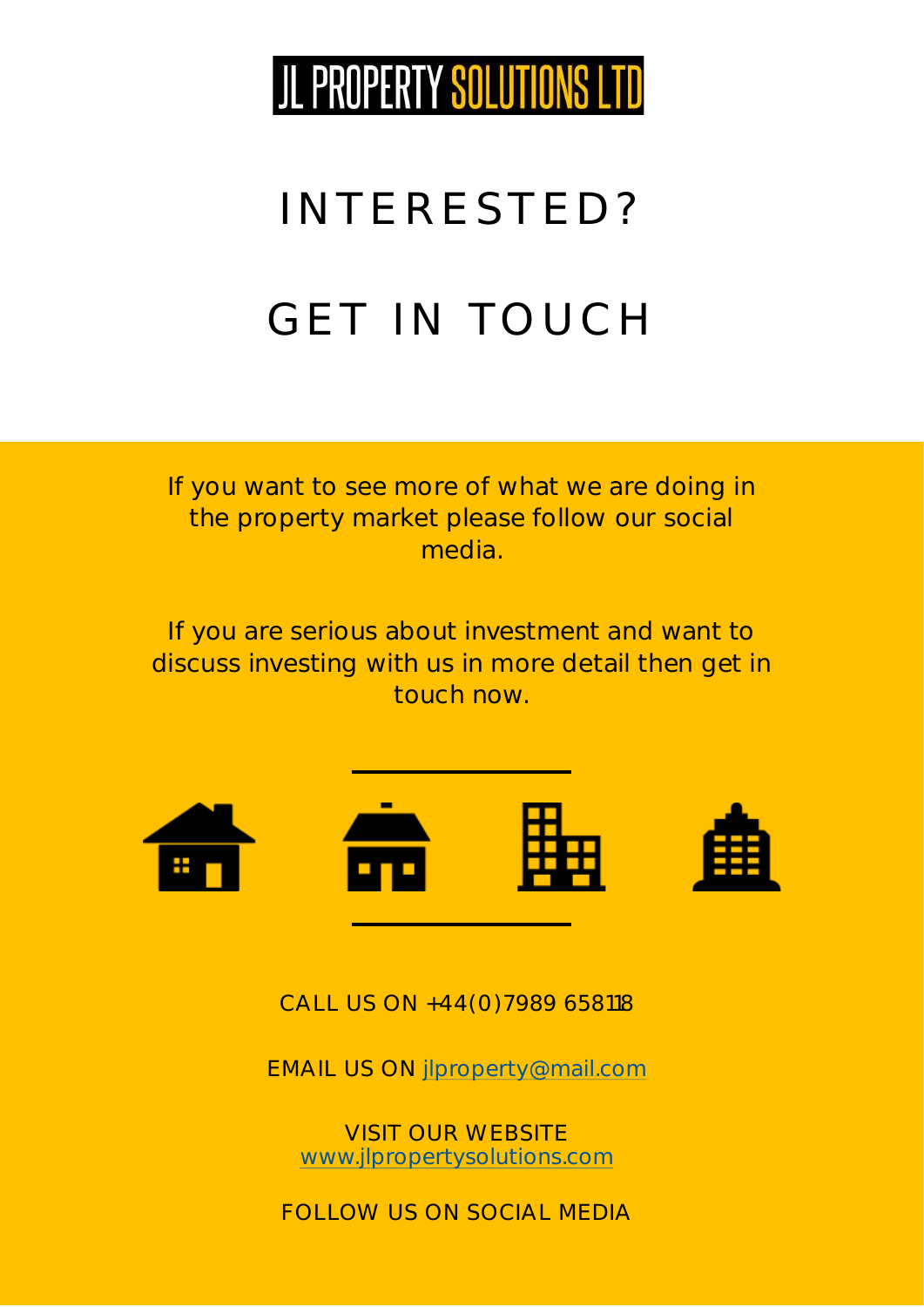# JL PROPERTY SOLUTIONS LTD

## INTERESTED?

## GET IN TOUCH

If you want to see more of what we are doing in the property market please follow our social media.

If you are serious about investment and want to discuss investing with us in more detail then get in touch now.

CALL US ON +44(0)7989 658118

EMAIL US ON jlproperty@mail.com

VISIT OUR WEBSITE
www.jlpropertysolutions.com

FOLLOW US ON SOCIAL MEDIA